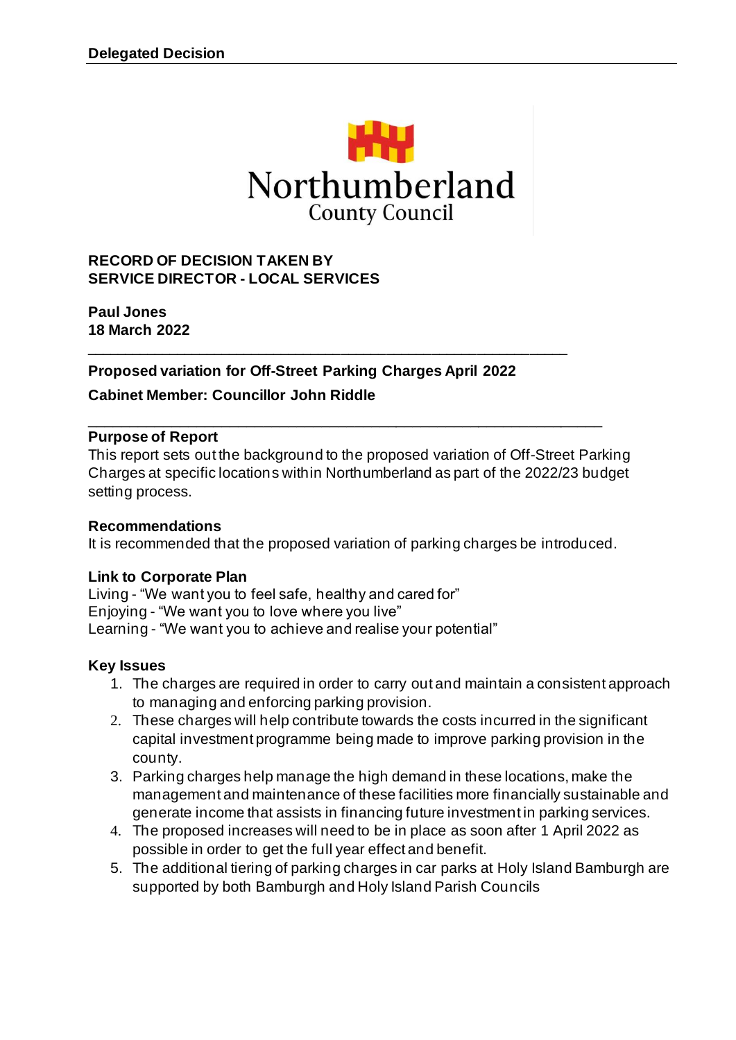**Delegated Decision**

**RECORD OF DECISION TAKEN BY**
**SERVICE DIRECTOR - LOCAL SERVICES**

**Paul Jones**
**18 March 2022**

---

## Proposed variation for Off-Street Parking Charges April 2022

**Cabinet Member: Councillor John Riddle**

---

### Purpose of Report

This report sets out the background to the proposed variation of Off-Street Parking Charges at specific locations within Northumberland as part of the 2022/23 budget setting process.

### Recommendations

It is recommended that the proposed variation of parking charges be introduced.

### Link to Corporate Plan

Living - "We want you to feel safe, healthy and cared for"
Enjoying - "We want you to love where you live"
Learning - "We want you to achieve and realise your potential"

### Key Issues

1. The charges are required in order to carry out and maintain a consistent approach to managing and enforcing parking provision.
2. These charges will help contribute towards the costs incurred in the significant capital investment programme being made to improve parking provision in the county.
3. Parking charges help manage the high demand in these locations, make the management and maintenance of these facilities more financially sustainable and generate income that assists in financing future investment in parking services.
4. The proposed increases will need to be in place as soon after 1 April 2022 as possible in order to get the full year effect and benefit.
5. The additional tiering of parking charges in car parks at Holy Island Bamburgh are supported by both Bamburgh and Holy Island Parish Councils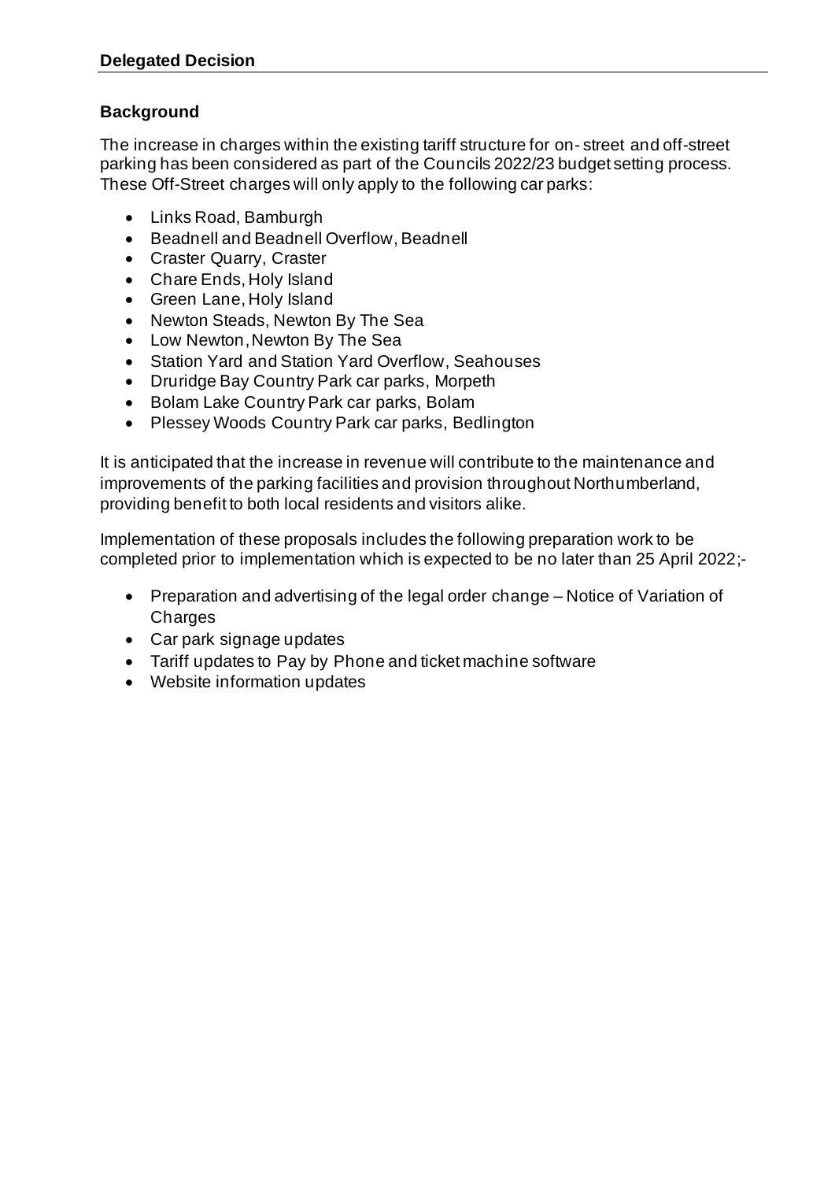**Delegated Decision**

## Background

The increase in charges within the existing tariff structure for on- street and off-street parking has been considered as part of the Councils 2022/23 budget setting process. These Off-Street charges will only apply to the following car parks:

- Links Road, Bamburgh
- Beadnell and Beadnell Overflow, Beadnell
- Craster Quarry, Craster
- Chare Ends, Holy Island
- Green Lane, Holy Island
- Newton Steads, Newton By The Sea
- Low Newton, Newton By The Sea
- Station Yard and Station Yard Overflow, Seahouses
- Druridge Bay Country Park car parks, Morpeth
- Bolam Lake Country Park car parks, Bolam
- Plessey Woods Country Park car parks, Bedlington

It is anticipated that the increase in revenue will contribute to the maintenance and improvements of the parking facilities and provision throughout Northumberland, providing benefit to both local residents and visitors alike.

Implementation of these proposals includes the following preparation work to be completed prior to implementation which is expected to be no later than 25 April 2022;-

- Preparation and advertising of the legal order change – Notice of Variation of Charges
- Car park signage updates
- Tariff updates to Pay by Phone and ticket machine software
- Website information updates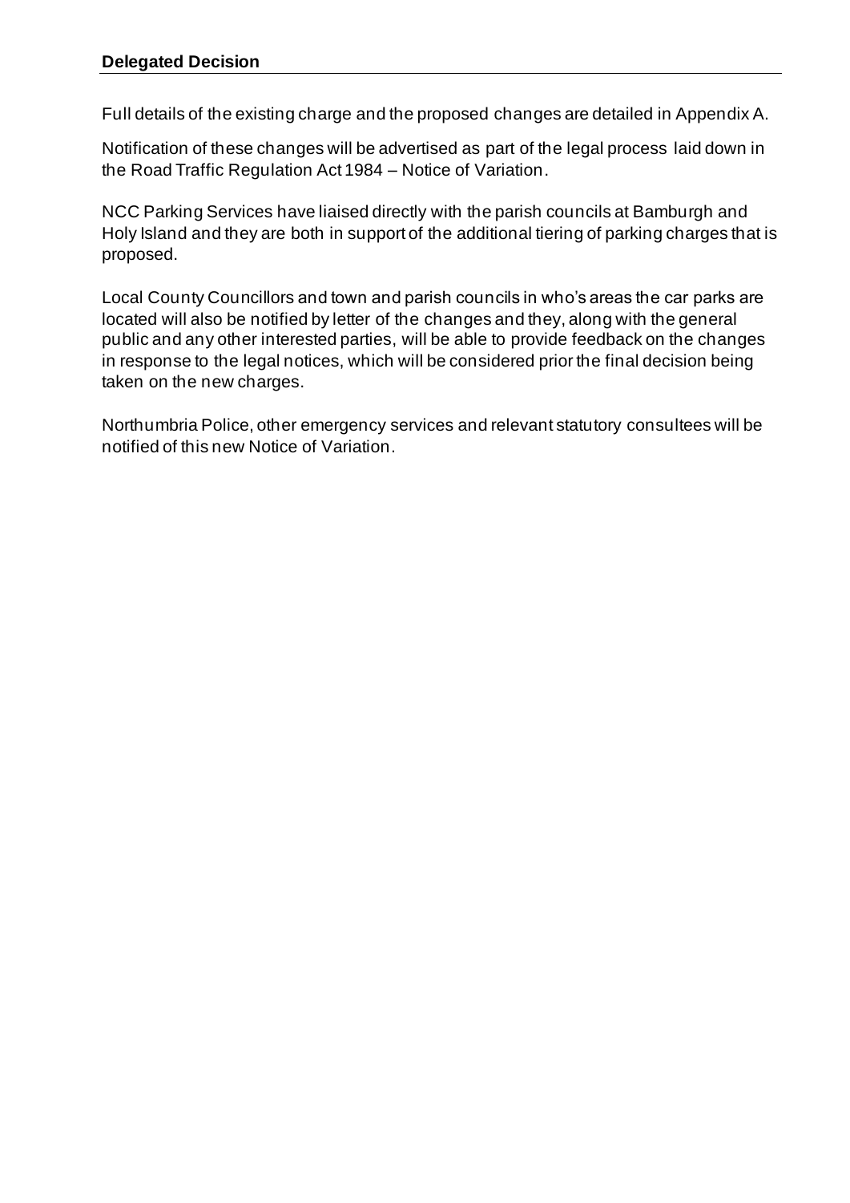Full details of the existing charge and the proposed changes are detailed in Appendix A.

Notification of these changes will be advertised as part of the legal process laid down in the Road Traffic Regulation Act 1984 – Notice of Variation.

NCC Parking Services have liaised directly with the parish councils at Bamburgh and Holy Island and they are both in support of the additional tiering of parking charges that is proposed.

Local County Councillors and town and parish councils in who's areas the car parks are located will also be notified by letter of the changes and they, along with the general public and any other interested parties, will be able to provide feedback on the changes in response to the legal notices, which will be considered prior the final decision being taken on the new charges.

Northumbria Police, other emergency services and relevant statutory consultees will be notified of this new Notice of Variation.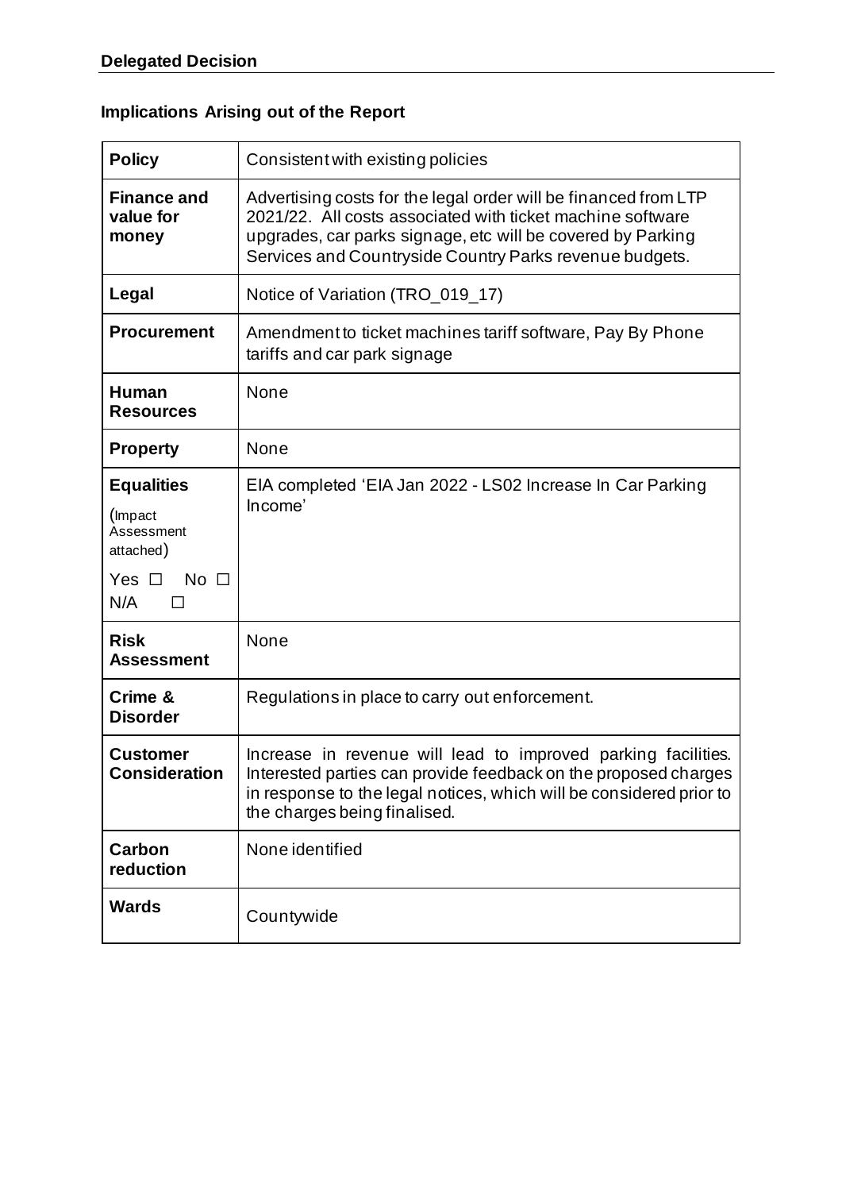**Delegated Decision**

## Implications Arising out of the Report

| | |
|---|---|
| **Policy** | Consistent with existing policies |
| **Finance and value for money** | Advertising costs for the legal order will be financed from LTP 2021/22. All costs associated with ticket machine software upgrades, car parks signage, etc will be covered by Parking Services and Countryside Country Parks revenue budgets. |
| **Legal** | Notice of Variation (TRO_019_17) |
| **Procurement** | Amendment to ticket machines tariff software, Pay By Phone tariffs and car park signage |
| **Human Resources** | None |
| **Property** | None |
| **Equalities** (Impact Assessment attached) Yes ☐ No ☐ N/A ☐ | EIA completed 'EIA Jan 2022 - LS02 Increase In Car Parking Income' |
| **Risk Assessment** | None |
| **Crime & Disorder** | Regulations in place to carry out enforcement. |
| **Customer Consideration** | Increase in revenue will lead to improved parking facilities. Interested parties can provide feedback on the proposed charges in response to the legal notices, which will be considered prior to the charges being finalised. |
| **Carbon reduction** | None identified |
| **Wards** | Countywide |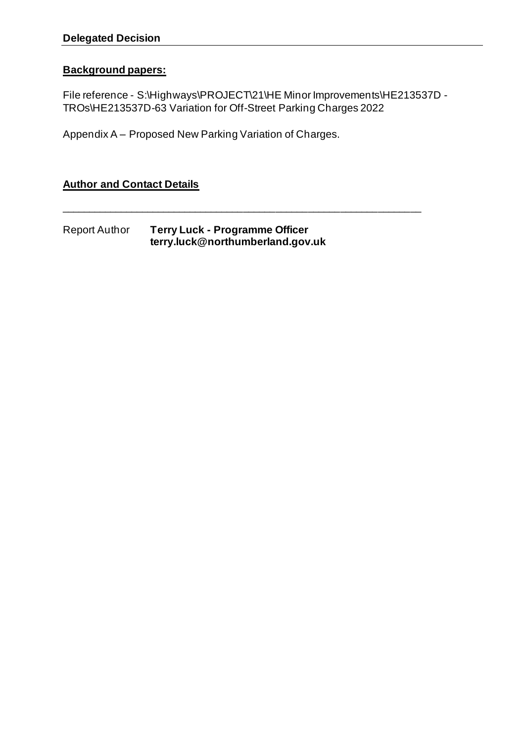**Delegated Decision**

**Background papers:**

File reference - S:\Highways\PROJECT\21\HE Minor Improvements\HE213537D - TROs\HE213537D-63 Variation for Off-Street Parking Charges 2022

Appendix A – Proposed New Parking Variation of Charges.

**Author and Contact Details**

---

Report Author **Terry Luck - Programme Officer**
**terry.luck@northumberland.gov.uk**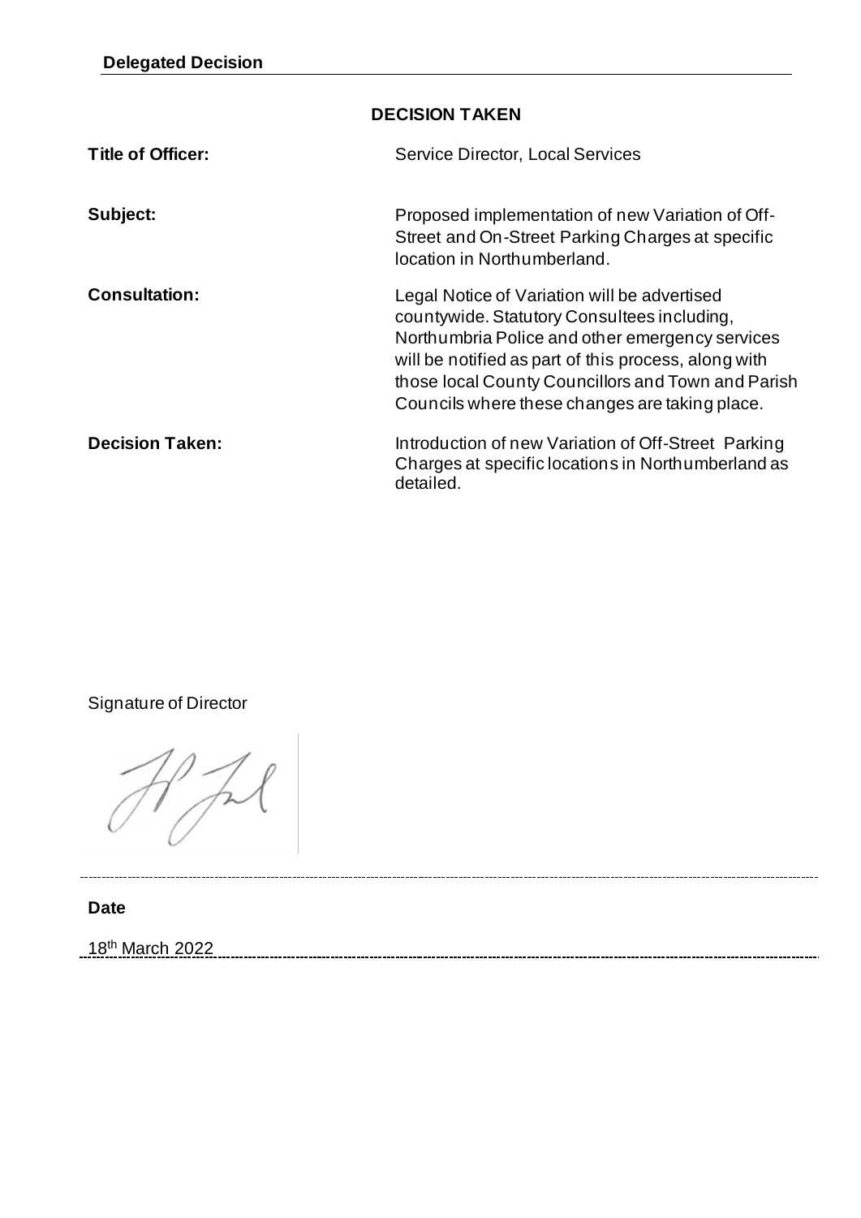**Delegated Decision**

## DECISION TAKEN

**Title of Officer:** Service Director, Local Services

**Subject:** Proposed implementation of new Variation of Off-Street and On-Street Parking Charges at specific location in Northumberland.

**Consultation:** Legal Notice of Variation will be advertised countywide. Statutory Consultees including, Northumbria Police and other emergency services will be notified as part of this process, along with those local County Councillors and Town and Parish Councils where these changes are taking place.

**Decision Taken:** Introduction of new Variation of Off-Street Parking Charges at specific locations in Northumberland as detailed.

Signature of Director

**Date**

18th March 2022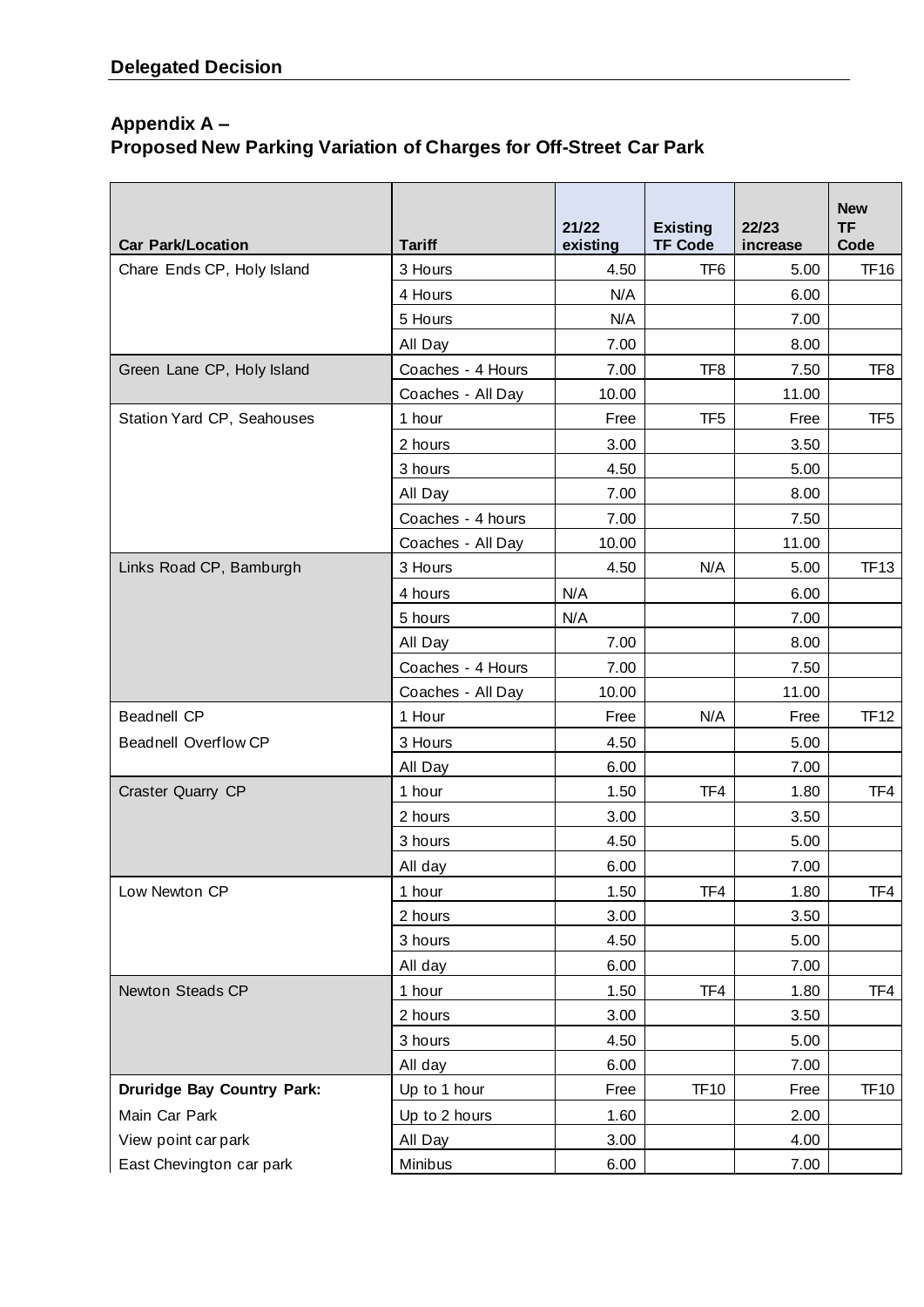**Delegated Decision**

## Appendix A –
## Proposed New Parking Variation of Charges for Off-Street Car Park

| Car Park/Location | Tariff | 21/22 existing | Existing TF Code | 22/23 increase | New TF Code |
|---|---|---|---|---|---|
| Chare Ends CP, Holy Island | 3 Hours | 4.50 | TF6 | 5.00 | TF16 |
| | 4 Hours | N/A | | 6.00 | |
| | 5 Hours | N/A | | 7.00 | |
| | All Day | 7.00 | | 8.00 | |
| Green Lane CP, Holy Island | Coaches - 4 Hours | 7.00 | TF8 | 7.50 | TF8 |
| | Coaches - All Day | 10.00 | | 11.00 | |
| Station Yard CP, Seahouses | 1 hour | Free | TF5 | Free | TF5 |
| | 2 hours | 3.00 | | 3.50 | |
| | 3 hours | 4.50 | | 5.00 | |
| | All Day | 7.00 | | 8.00 | |
| | Coaches - 4 hours | 7.00 | | 7.50 | |
| | Coaches - All Day | 10.00 | | 11.00 | |
| Links Road CP, Bamburgh | 3 Hours | 4.50 | N/A | 5.00 | TF13 |
| | 4 hours | N/A | | 6.00 | |
| | 5 hours | N/A | | 7.00 | |
| | All Day | 7.00 | | 8.00 | |
| | Coaches - 4 Hours | 7.00 | | 7.50 | |
| | Coaches - All Day | 10.00 | | 11.00 | |
| Beadnell CP | 1 Hour | Free | N/A | Free | TF12 |
| Beadnell Overflow CP | 3 Hours | 4.50 | | 5.00 | |
| | All Day | 6.00 | | 7.00 | |
| Craster Quarry CP | 1 hour | 1.50 | TF4 | 1.80 | TF4 |
| | 2 hours | 3.00 | | 3.50 | |
| | 3 hours | 4.50 | | 5.00 | |
| | All day | 6.00 | | 7.00 | |
| Low Newton CP | 1 hour | 1.50 | TF4 | 1.80 | TF4 |
| | 2 hours | 3.00 | | 3.50 | |
| | 3 hours | 4.50 | | 5.00 | |
| | All day | 6.00 | | 7.00 | |
| Newton Steads CP | 1 hour | 1.50 | TF4 | 1.80 | TF4 |
| | 2 hours | 3.00 | | 3.50 | |
| | 3 hours | 4.50 | | 5.00 | |
| | All day | 6.00 | | 7.00 | |
| **Druridge Bay Country Park:** | Up to 1 hour | Free | TF10 | Free | TF10 |
| Main Car Park | Up to 2 hours | 1.60 | | 2.00 | |
| View point car park | All Day | 3.00 | | 4.00 | |
| East Chevington car park | Minibus | 6.00 | | 7.00 | |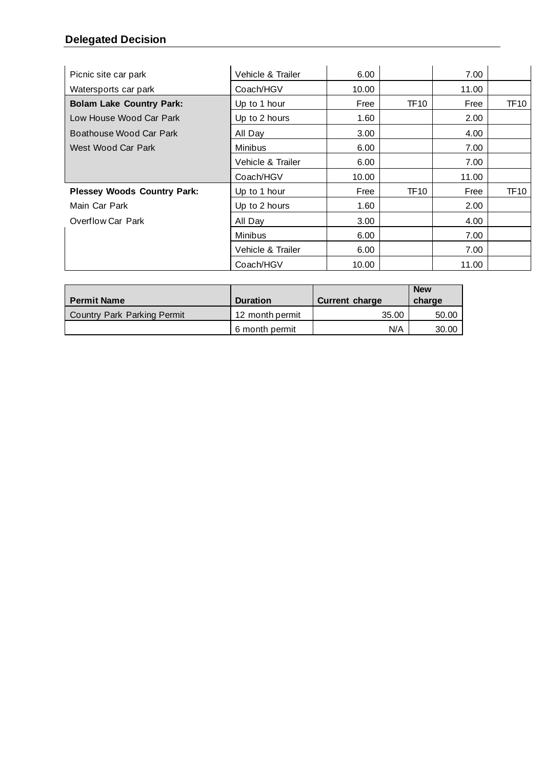## Delegated Decision

| | | | | | |
|---|---|---|---|---|---|
| Picnic site car park | Vehicle & Trailer | 6.00 | | 7.00 | |
| Watersports car park | Coach/HGV | 10.00 | | 11.00 | |
| **Bolam Lake Country Park:** | Up to 1 hour | Free | TF10 | Free | TF10 |
| Low House Wood Car Park | Up to 2 hours | 1.60 | | 2.00 | |
| Boathouse Wood Car Park | All Day | 3.00 | | 4.00 | |
| West Wood Car Park | Minibus | 6.00 | | 7.00 | |
| | Vehicle & Trailer | 6.00 | | 7.00 | |
| | Coach/HGV | 10.00 | | 11.00 | |
| **Plessey Woods Country Park:** | Up to 1 hour | Free | TF10 | Free | TF10 |
| Main Car Park | Up to 2 hours | 1.60 | | 2.00 | |
| Overflow Car Park | All Day | 3.00 | | 4.00 | |
| | Minibus | 6.00 | | 7.00 | |
| | Vehicle & Trailer | 6.00 | | 7.00 | |
| | Coach/HGV | 10.00 | | 11.00 | |

| Permit Name | Duration | Current charge | New charge |
|---|---|---|---|
| Country Park Parking Permit | 12 month permit | 35.00 | 50.00 |
| | 6 month permit | N/A | 30.00 |